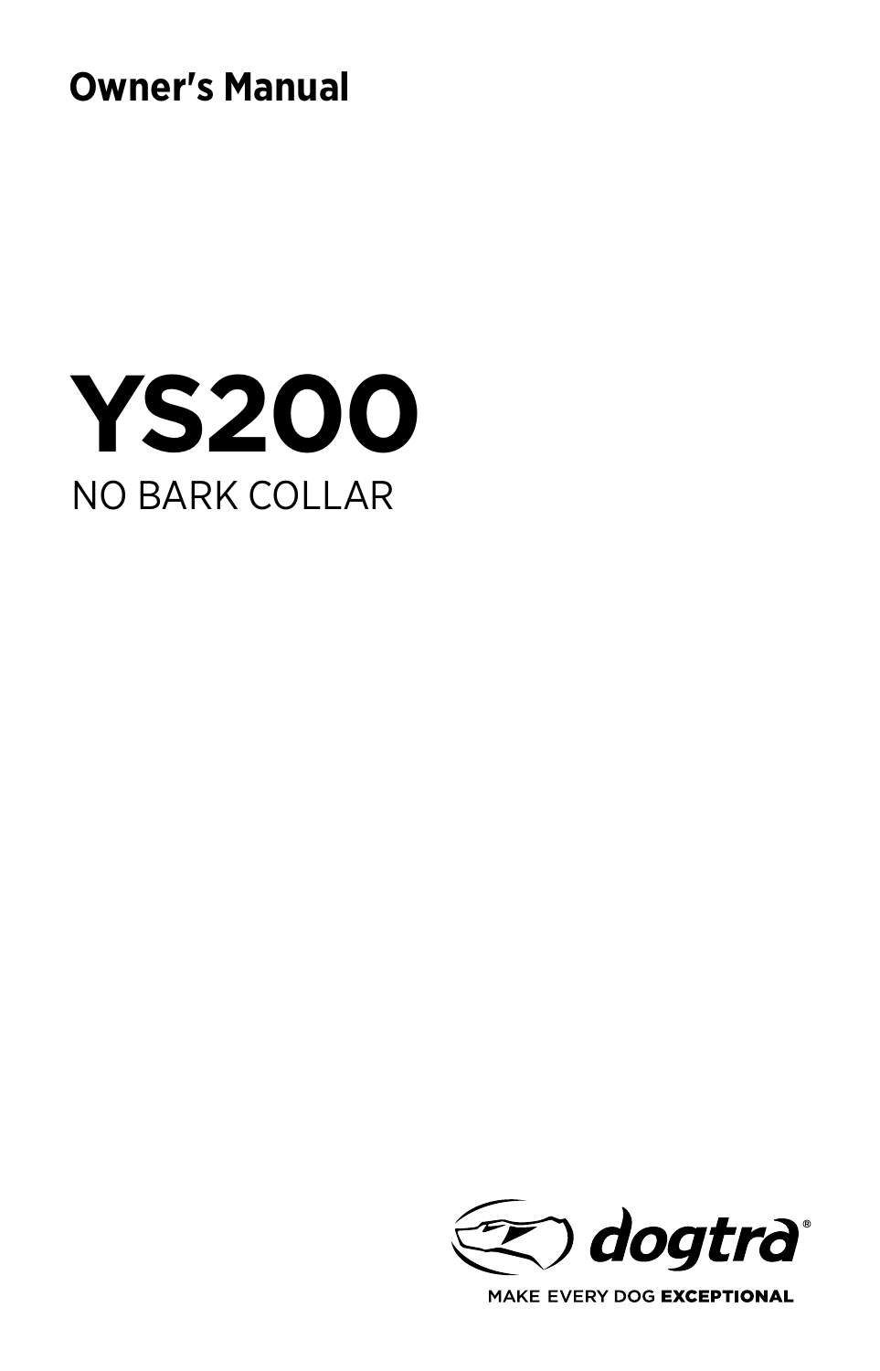**Owner's Manual**

# YS200

NO BARK COLLAR

dogtra®

MAKE EVERY DOG **EXCEPTIONAL**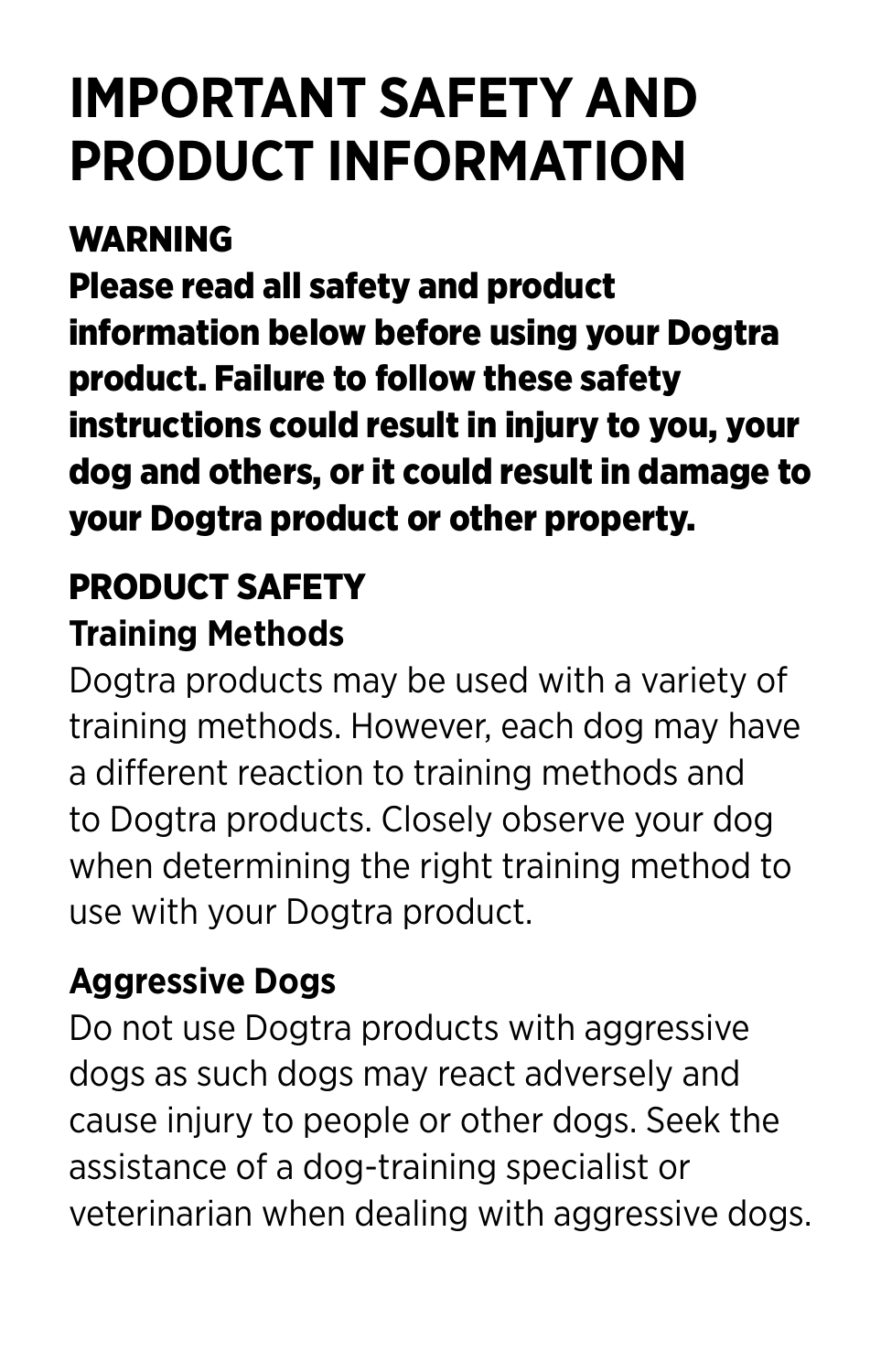# IMPORTANT SAFETY AND PRODUCT INFORMATION

## WARNING

**Please read all safety and product information below before using your Dogtra product. Failure to follow these safety instructions could result in injury to you, your dog and others, or it could result in damage to your Dogtra product or other property.**

## PRODUCT SAFETY

### Training Methods

Dogtra products may be used with a variety of training methods. However, each dog may have a different reaction to training methods and to Dogtra products. Closely observe your dog when determining the right training method to use with your Dogtra product.

### Aggressive Dogs

Do not use Dogtra products with aggressive dogs as such dogs may react adversely and cause injury to people or other dogs. Seek the assistance of a dog-training specialist or veterinarian when dealing with aggressive dogs.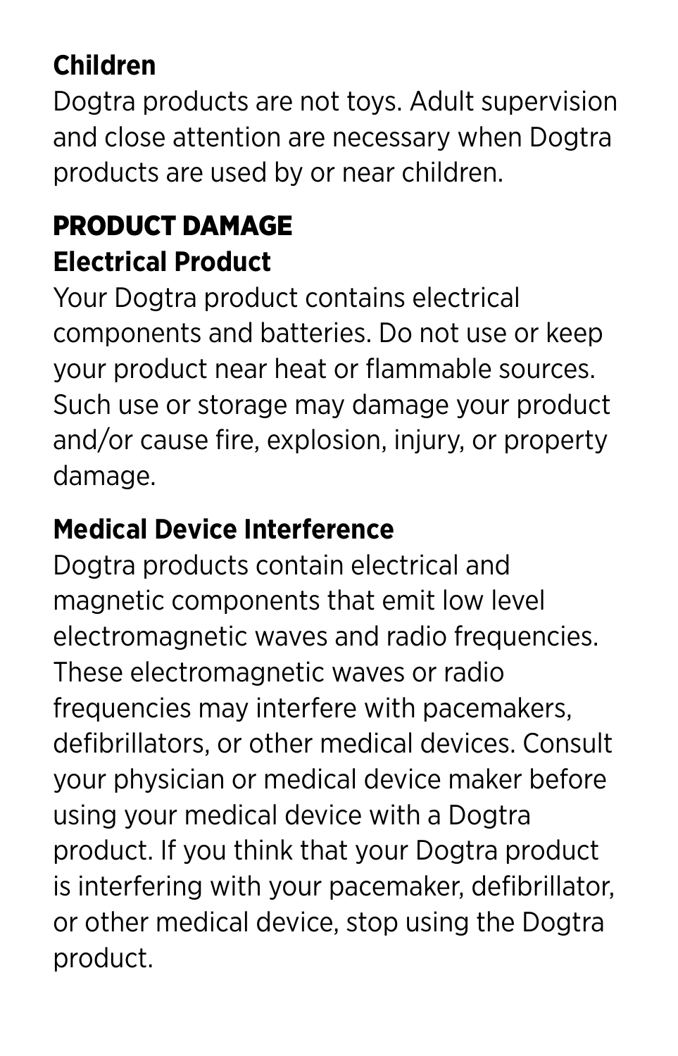### Children

Dogtra products are not toys. Adult supervision and close attention are necessary when Dogtra products are used by or near children.

## PRODUCT DAMAGE

### Electrical Product

Your Dogtra product contains electrical components and batteries. Do not use or keep your product near heat or flammable sources. Such use or storage may damage your product and/or cause fire, explosion, injury, or property damage.

### Medical Device Interference

Dogtra products contain electrical and magnetic components that emit low level electromagnetic waves and radio frequencies. These electromagnetic waves or radio frequencies may interfere with pacemakers, defibrillators, or other medical devices. Consult your physician or medical device maker before using your medical device with a Dogtra product. If you think that your Dogtra product is interfering with your pacemaker, defibrillator, or other medical device, stop using the Dogtra product.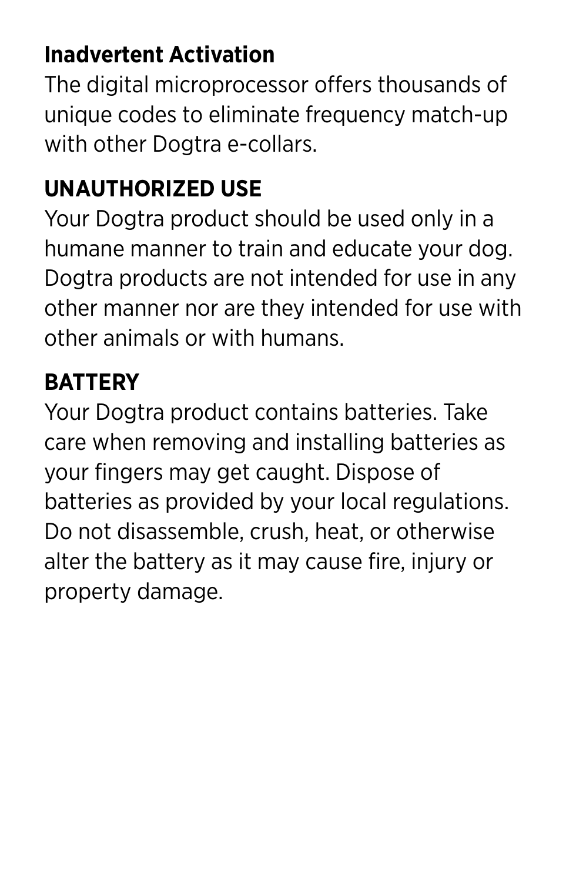**Inadvertent Activation**

The digital microprocessor offers thousands of unique codes to eliminate frequency match-up with other Dogtra e-collars.

**UNAUTHORIZED USE**

Your Dogtra product should be used only in a humane manner to train and educate your dog. Dogtra products are not intended for use in any other manner nor are they intended for use with other animals or with humans.

**BATTERY**

Your Dogtra product contains batteries. Take care when removing and installing batteries as your fingers may get caught. Dispose of batteries as provided by your local regulations. Do not disassemble, crush, heat, or otherwise alter the battery as it may cause fire, injury or property damage.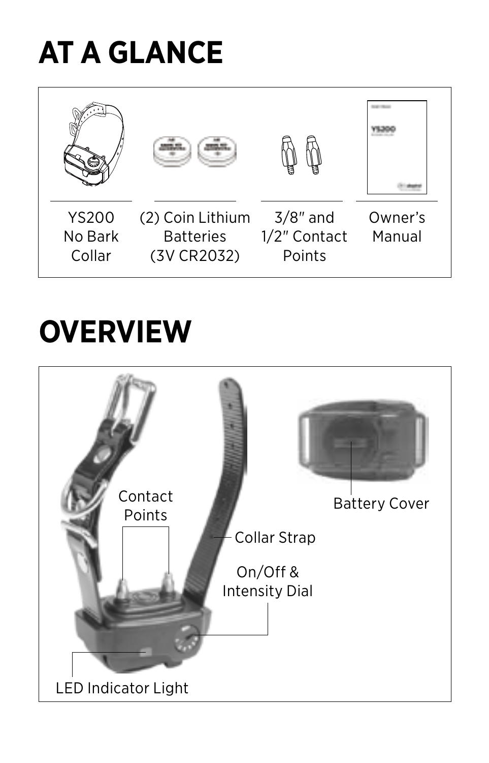# AT A GLANCE

YS200 No Bark Collar

(2) Coin Lithium Batteries (3V CR2032)

3/8″ and 1/2″ Contact Points

Owner's Manual

# OVERVIEW

Contact Points

Collar Strap

On/Off & Intensity Dial

LED Indicator Light

Battery Cover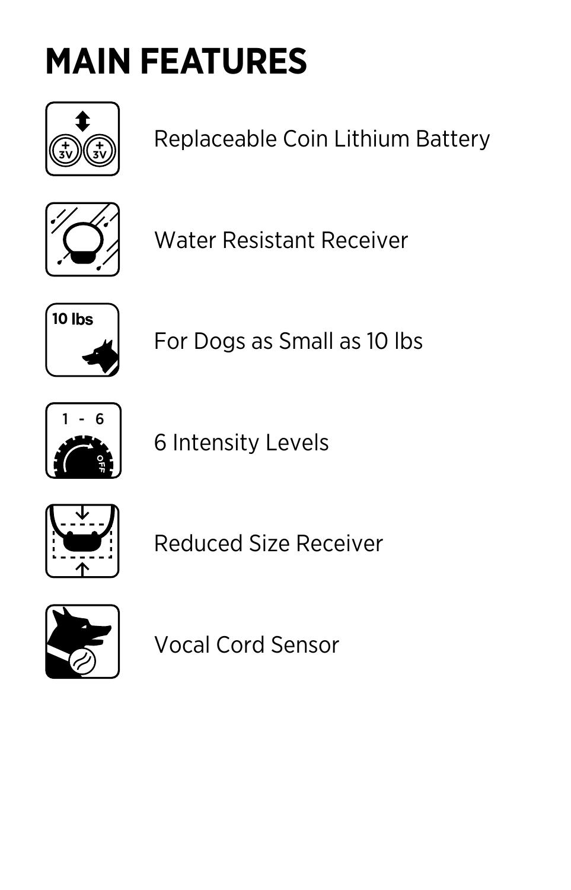# MAIN FEATURES

- Replaceable Coin Lithium Battery
- Water Resistant Receiver
- For Dogs as Small as 10 lbs
- 6 Intensity Levels
- Reduced Size Receiver
- Vocal Cord Sensor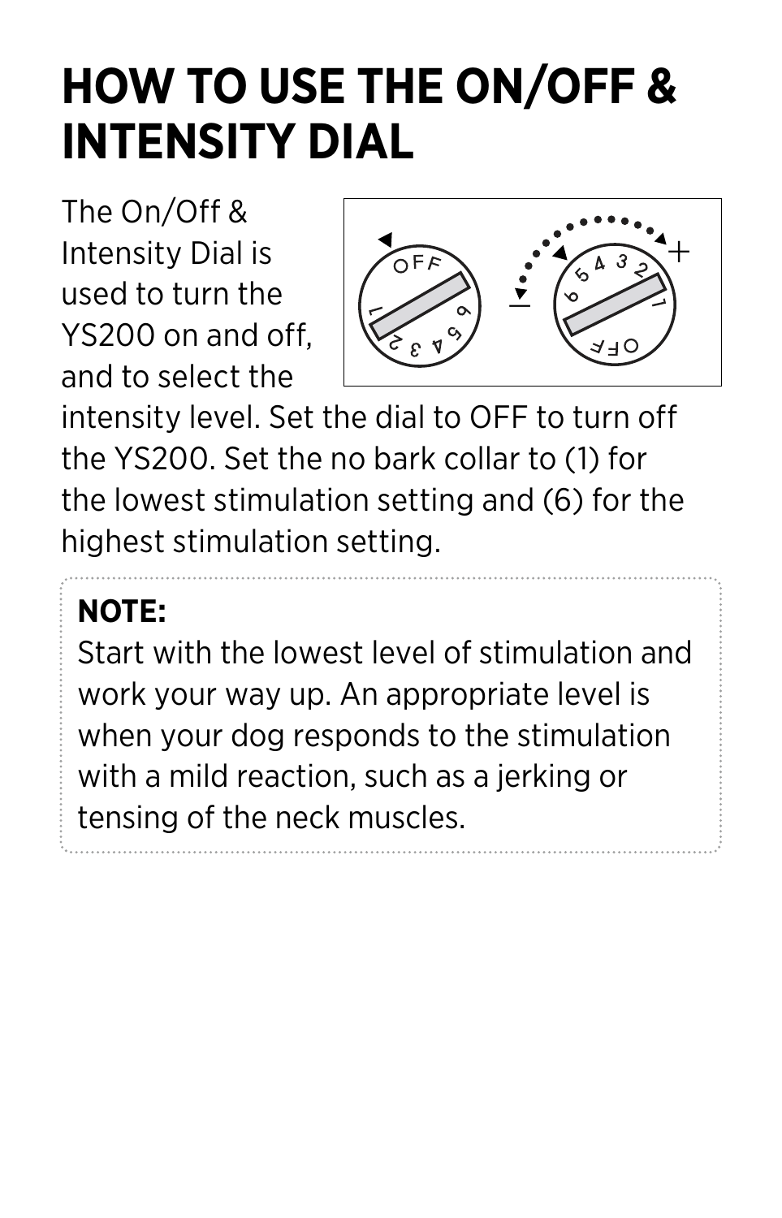# HOW TO USE THE ON/OFF & INTENSITY DIAL

The On/Off & Intensity Dial is used to turn the YS200 on and off, and to select the intensity level. Set the dial to OFF to turn off the YS200. Set the no bark collar to (1) for the lowest stimulation setting and (6) for the highest stimulation setting.

**NOTE:**
Start with the lowest level of stimulation and work your way up. An appropriate level is when your dog responds to the stimulation with a mild reaction, such as a jerking or tensing of the neck muscles.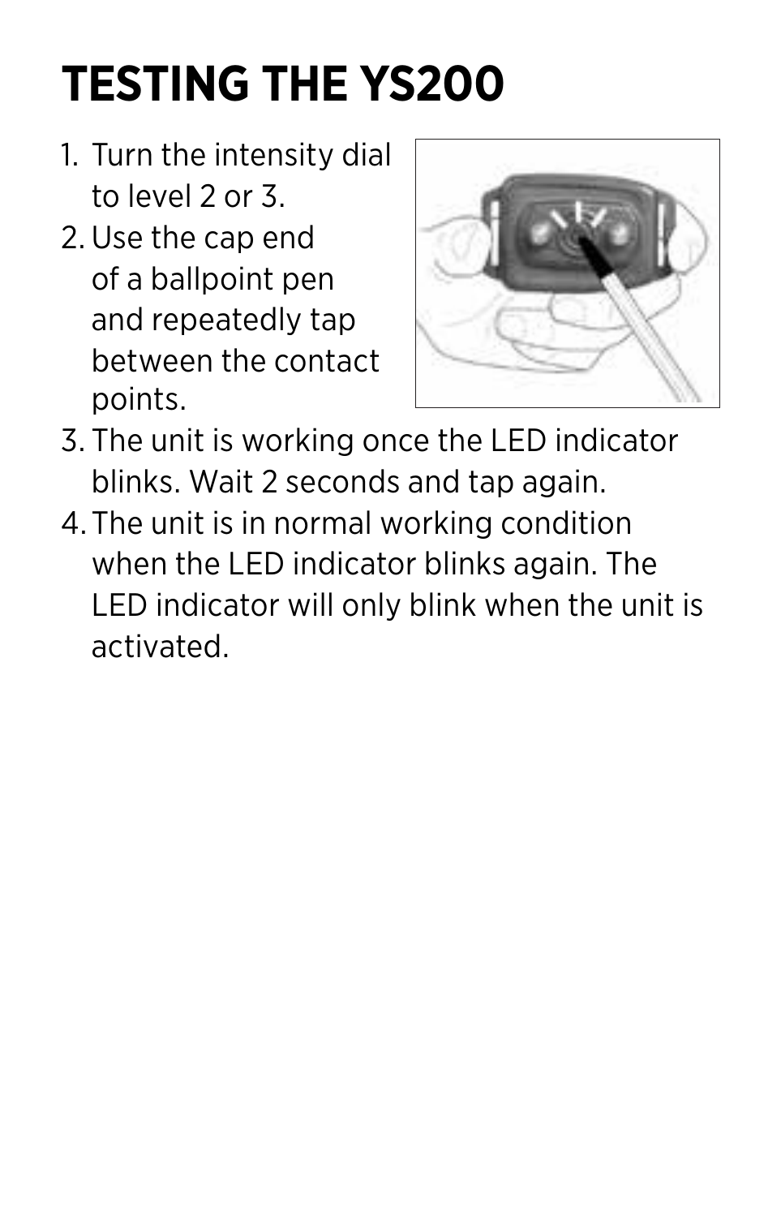# TESTING THE YS200

1. Turn the intensity dial to level 2 or 3.
2. Use the cap end of a ballpoint pen and repeatedly tap between the contact points.
3. The unit is working once the LED indicator blinks. Wait 2 seconds and tap again.
4. The unit is in normal working condition when the LED indicator blinks again. The LED indicator will only blink when the unit is activated.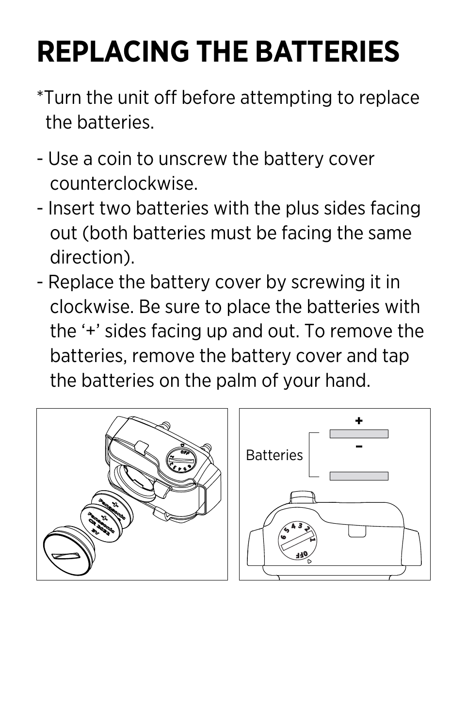# REPLACING THE BATTERIES

*Turn the unit off before attempting to replace the batteries.

- Use a coin to unscrew the battery cover counterclockwise.
- Insert two batteries with the plus sides facing out (both batteries must be facing the same direction).
- Replace the battery cover by screwing it in clockwise. Be sure to place the batteries with the '+' sides facing up and out. To remove the batteries, remove the battery cover and tap the batteries on the palm of your hand.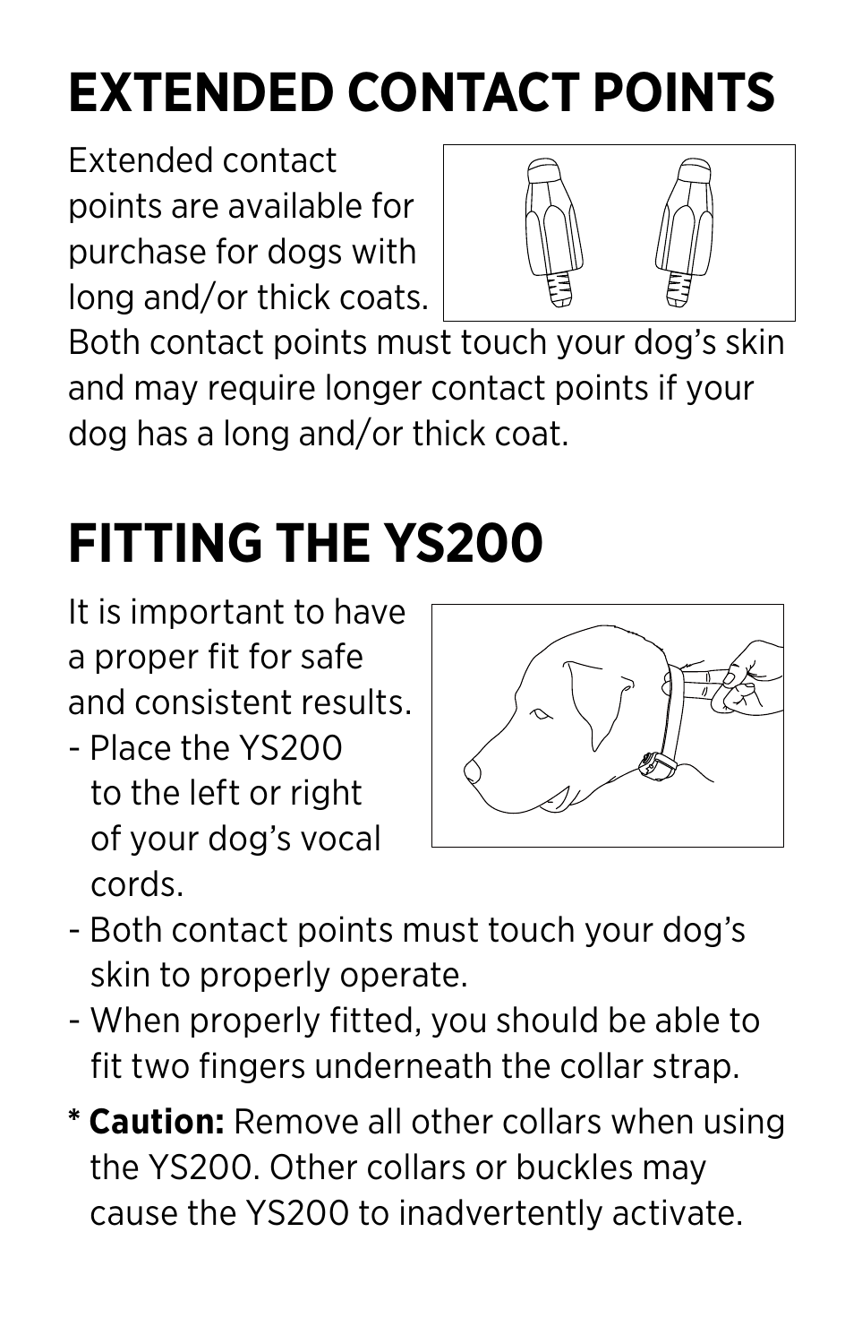# EXTENDED CONTACT POINTS

Extended contact points are available for purchase for dogs with long and/or thick coats. Both contact points must touch your dog's skin and may require longer contact points if your dog has a long and/or thick coat.

# FITTING THE YS200

It is important to have a proper fit for safe and consistent results.

- Place the YS200 to the left or right of your dog's vocal cords.
- Both contact points must touch your dog's skin to properly operate.
- When properly fitted, you should be able to fit two fingers underneath the collar strap.

* **Caution:** Remove all other collars when using the YS200. Other collars or buckles may cause the YS200 to inadvertently activate.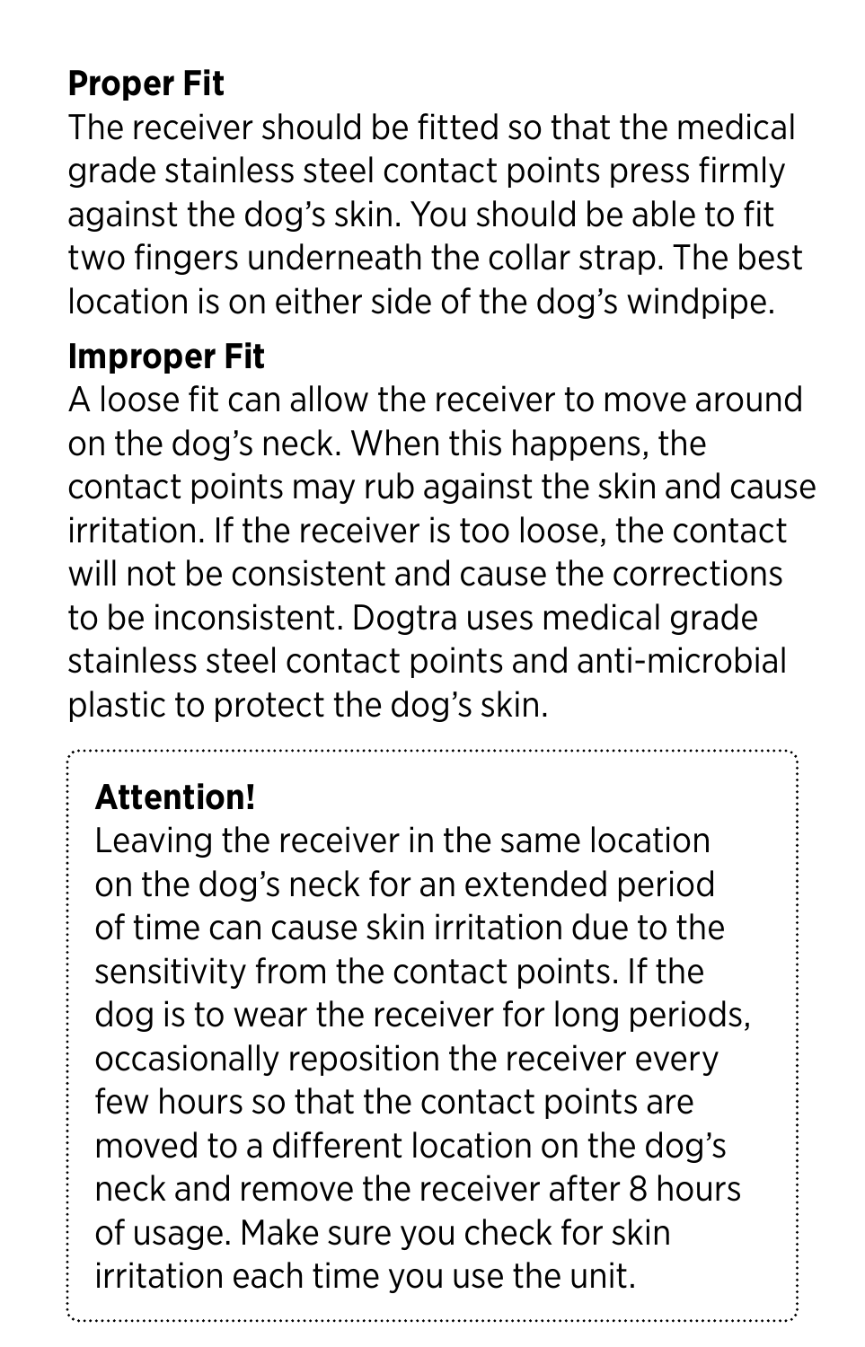**Proper Fit**

The receiver should be fitted so that the medical grade stainless steel contact points press firmly against the dog's skin. You should be able to fit two fingers underneath the collar strap. The best location is on either side of the dog's windpipe.

**Improper Fit**

A loose fit can allow the receiver to move around on the dog's neck. When this happens, the contact points may rub against the skin and cause irritation. If the receiver is too loose, the contact will not be consistent and cause the corrections to be inconsistent. Dogtra uses medical grade stainless steel contact points and anti-microbial plastic to protect the dog's skin.

> **Attention!**
>
> Leaving the receiver in the same location on the dog's neck for an extended period of time can cause skin irritation due to the sensitivity from the contact points. If the dog is to wear the receiver for long periods, occasionally reposition the receiver every few hours so that the contact points are moved to a different location on the dog's neck and remove the receiver after 8 hours of usage. Make sure you check for skin irritation each time you use the unit.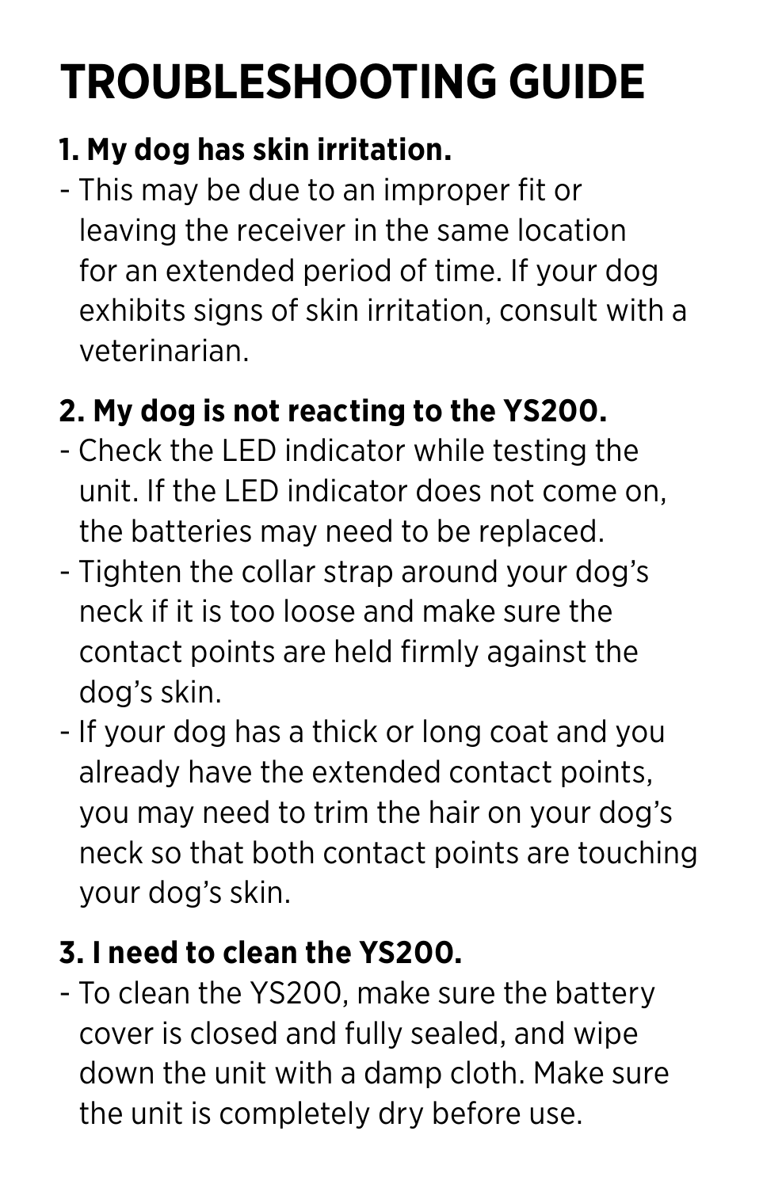# TROUBLESHOOTING GUIDE

**1. My dog has skin irritation.**

- This may be due to an improper fit or leaving the receiver in the same location for an extended period of time. If your dog exhibits signs of skin irritation, consult with a veterinarian.

**2. My dog is not reacting to the YS200.**

- Check the LED indicator while testing the unit. If the LED indicator does not come on, the batteries may need to be replaced.
- Tighten the collar strap around your dog's neck if it is too loose and make sure the contact points are held firmly against the dog's skin.
- If your dog has a thick or long coat and you already have the extended contact points, you may need to trim the hair on your dog's neck so that both contact points are touching your dog's skin.

**3. I need to clean the YS200.**

- To clean the YS200, make sure the battery cover is closed and fully sealed, and wipe down the unit with a damp cloth. Make sure the unit is completely dry before use.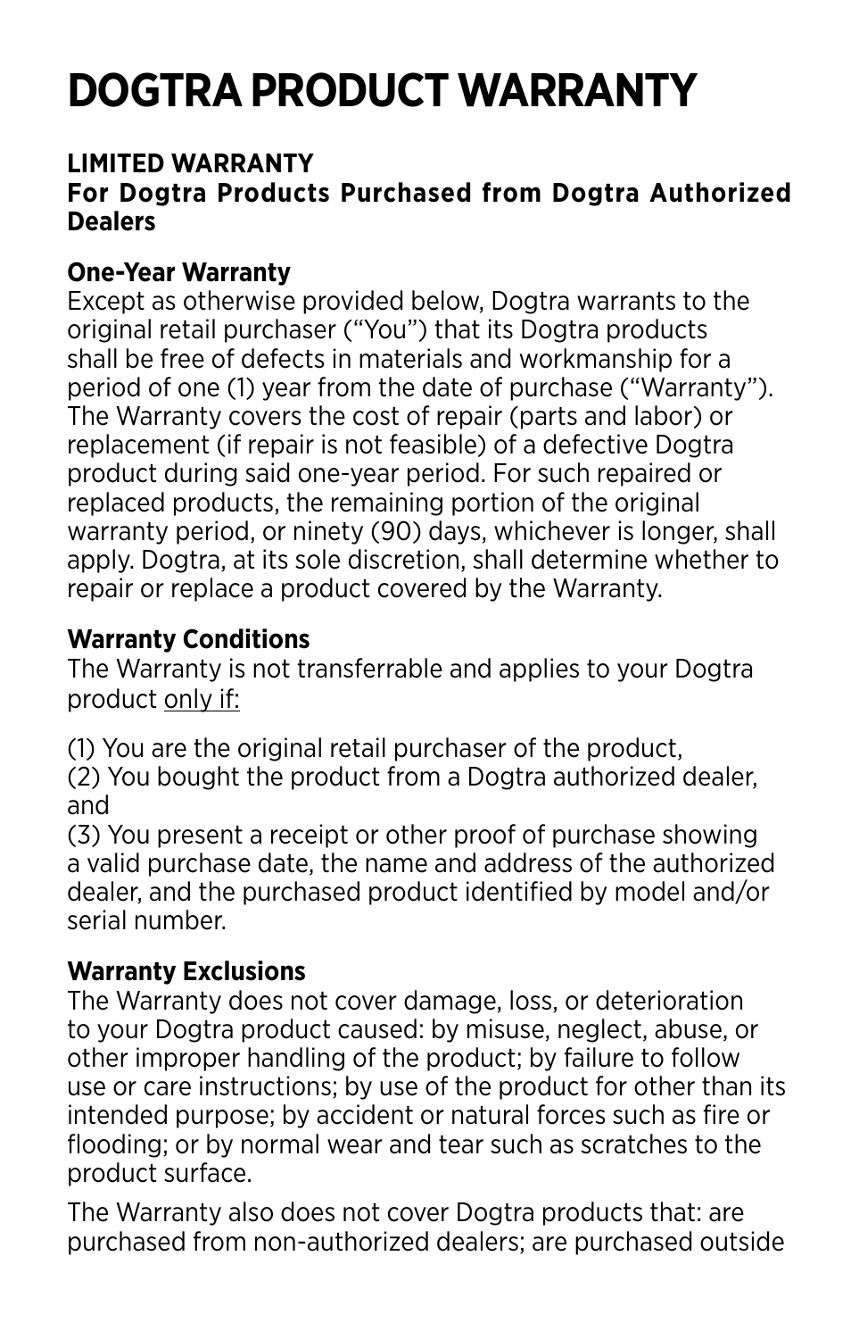# DOGTRA PRODUCT WARRANTY

**LIMITED WARRANTY**
**For Dogtra Products Purchased from Dogtra Authorized Dealers**

**One-Year Warranty**
Except as otherwise provided below, Dogtra warrants to the original retail purchaser ("You") that its Dogtra products shall be free of defects in materials and workmanship for a period of one (1) year from the date of purchase ("Warranty"). The Warranty covers the cost of repair (parts and labor) or replacement (if repair is not feasible) of a defective Dogtra product during said one-year period. For such repaired or replaced products, the remaining portion of the original warranty period, or ninety (90) days, whichever is longer, shall apply. Dogtra, at its sole discretion, shall determine whether to repair or replace a product covered by the Warranty.

**Warranty Conditions**
The Warranty is not transferrable and applies to your Dogtra product only if:

(1) You are the original retail purchaser of the product,
(2) You bought the product from a Dogtra authorized dealer, and
(3) You present a receipt or other proof of purchase showing a valid purchase date, the name and address of the authorized dealer, and the purchased product identified by model and/or serial number.

**Warranty Exclusions**
The Warranty does not cover damage, loss, or deterioration to your Dogtra product caused: by misuse, neglect, abuse, or other improper handling of the product; by failure to follow use or care instructions; by use of the product for other than its intended purpose; by accident or natural forces such as fire or flooding; or by normal wear and tear such as scratches to the product surface.

The Warranty also does not cover Dogtra products that: are purchased from non-authorized dealers; are purchased outside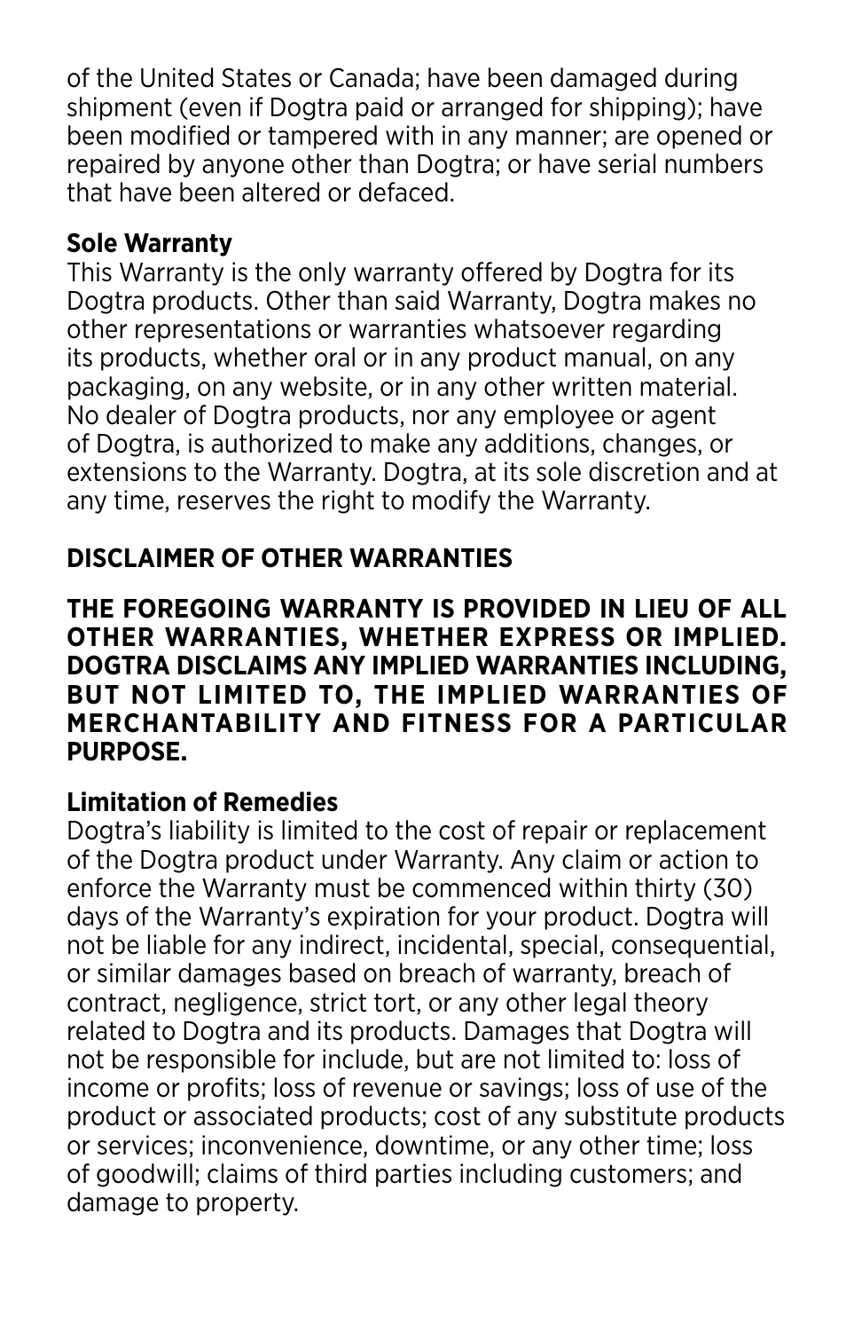of the United States or Canada; have been damaged during shipment (even if Dogtra paid or arranged for shipping); have been modified or tampered with in any manner; are opened or repaired by anyone other than Dogtra; or have serial numbers that have been altered or defaced.

**Sole Warranty**

This Warranty is the only warranty offered by Dogtra for its Dogtra products. Other than said Warranty, Dogtra makes no other representations or warranties whatsoever regarding its products, whether oral or in any product manual, on any packaging, on any website, or in any other written material. No dealer of Dogtra products, nor any employee or agent of Dogtra, is authorized to make any additions, changes, or extensions to the Warranty. Dogtra, at its sole discretion and at any time, reserves the right to modify the Warranty.

## DISCLAIMER OF OTHER WARRANTIES

**THE FOREGOING WARRANTY IS PROVIDED IN LIEU OF ALL OTHER WARRANTIES, WHETHER EXPRESS OR IMPLIED. DOGTRA DISCLAIMS ANY IMPLIED WARRANTIES INCLUDING, BUT NOT LIMITED TO, THE IMPLIED WARRANTIES OF MERCHANTABILITY AND FITNESS FOR A PARTICULAR PURPOSE.**

**Limitation of Remedies**

Dogtra's liability is limited to the cost of repair or replacement of the Dogtra product under Warranty. Any claim or action to enforce the Warranty must be commenced within thirty (30) days of the Warranty's expiration for your product. Dogtra will not be liable for any indirect, incidental, special, consequential, or similar damages based on breach of warranty, breach of contract, negligence, strict tort, or any other legal theory related to Dogtra and its products. Damages that Dogtra will not be responsible for include, but are not limited to: loss of income or profits; loss of revenue or savings; loss of use of the product or associated products; cost of any substitute products or services; inconvenience, downtime, or any other time; loss of goodwill; claims of third parties including customers; and damage to property.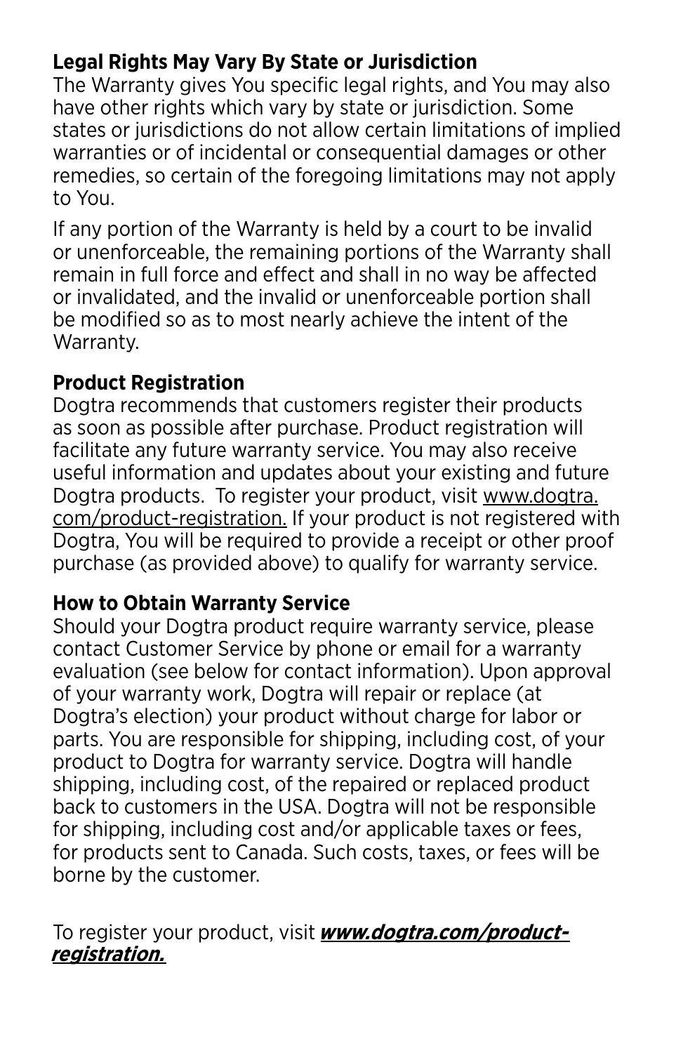**Legal Rights May Vary By State or Jurisdiction**
The Warranty gives You specific legal rights, and You may also have other rights which vary by state or jurisdiction. Some states or jurisdictions do not allow certain limitations of implied warranties or of incidental or consequential damages or other remedies, so certain of the foregoing limitations may not apply to You.

If any portion of the Warranty is held by a court to be invalid or unenforceable, the remaining portions of the Warranty shall remain in full force and effect and shall in no way be affected or invalidated, and the invalid or unenforceable portion shall be modified so as to most nearly achieve the intent of the Warranty.

**Product Registration**
Dogtra recommends that customers register their products as soon as possible after purchase. Product registration will facilitate any future warranty service. You may also receive useful information and updates about your existing and future Dogtra products. To register your product, visit www.dogtra.com/product-registration. If your product is not registered with Dogtra, You will be required to provide a receipt or other proof purchase (as provided above) to qualify for warranty service.

**How to Obtain Warranty Service**
Should your Dogtra product require warranty service, please contact Customer Service by phone or email for a warranty evaluation (see below for contact information). Upon approval of your warranty work, Dogtra will repair or replace (at Dogtra's election) your product without charge for labor or parts. You are responsible for shipping, including cost, of your product to Dogtra for warranty service. Dogtra will handle shipping, including cost, of the repaired or replaced product back to customers in the USA. Dogtra will not be responsible for shipping, including cost and/or applicable taxes or fees, for products sent to Canada. Such costs, taxes, or fees will be borne by the customer.

To register your product, visit ***www.dogtra.com/product-registration.***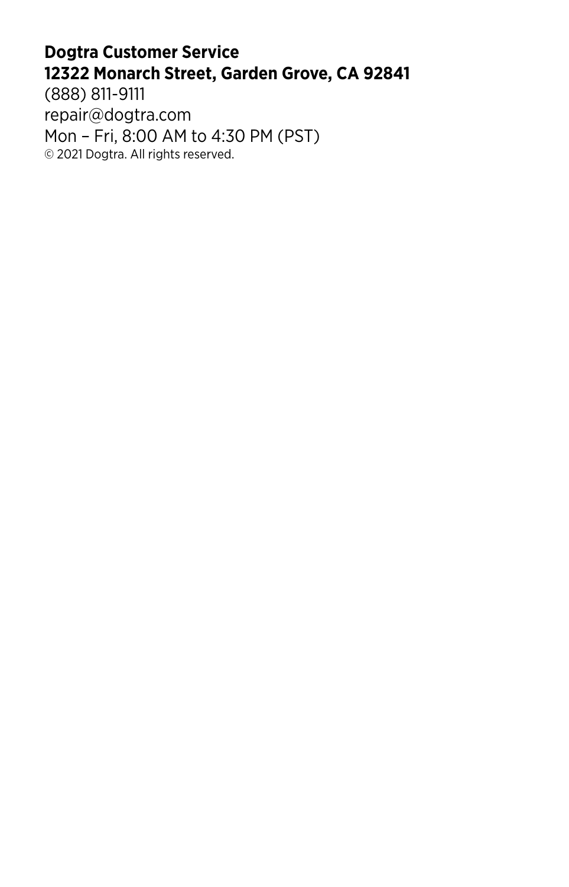**Dogtra Customer Service**
**12322 Monarch Street, Garden Grove, CA 92841**
(888) 811-9111
repair@dogtra.com
Mon – Fri, 8:00 AM to 4:30 PM (PST)
© 2021 Dogtra. All rights reserved.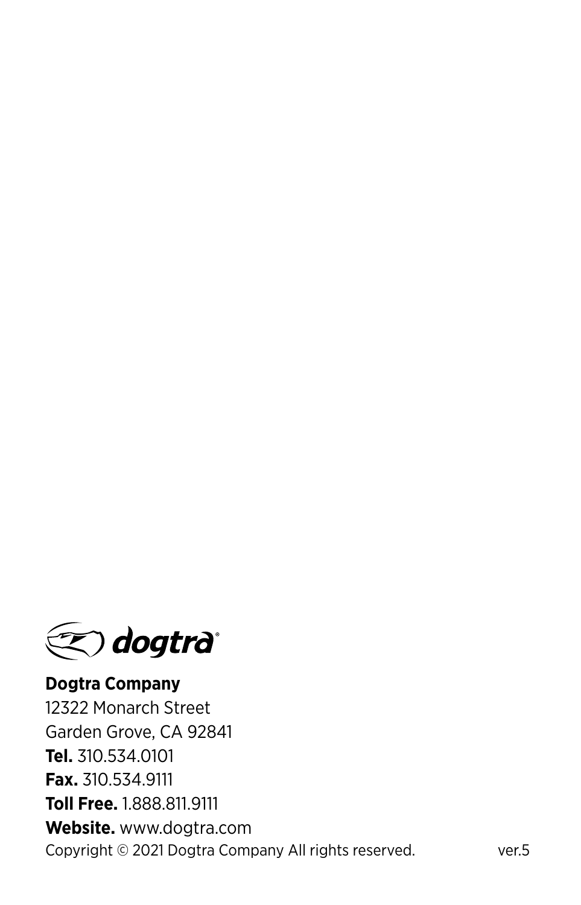**Dogtra Company**

12322 Monarch Street

Garden Grove, CA 92841

**Tel.** 310.534.0101

**Fax.** 310.534.9111

**Toll Free.** 1.888.811.9111

**Website.** www.dogtra.com

Copyright © 2021 Dogtra Company All rights reserved. ver.5